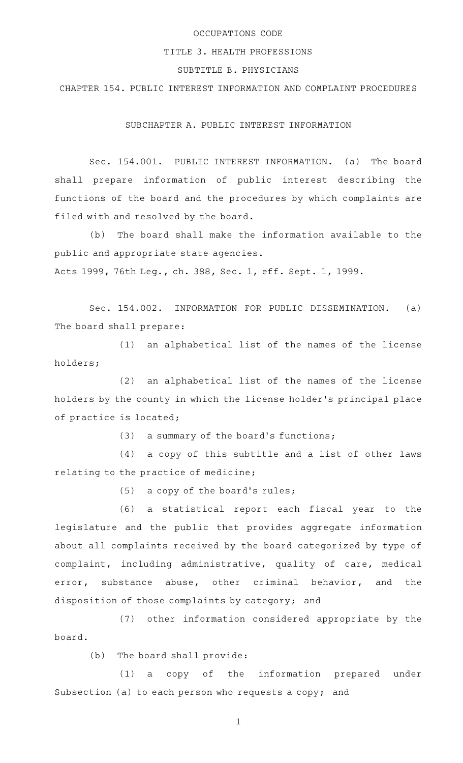# OCCUPATIONS CODE

## TITLE 3. HEALTH PROFESSIONS

## SUBTITLE B. PHYSICIANS

## CHAPTER 154. PUBLIC INTEREST INFORMATION AND COMPLAINT PROCEDURES

### SUBCHAPTER A. PUBLIC INTEREST INFORMATION

Sec. 154.001. PUBLIC INTEREST INFORMATION. (a) The board shall prepare information of public interest describing the functions of the board and the procedures by which complaints are filed with and resolved by the board.

(b) The board shall make the information available to the public and appropriate state agencies.

Acts 1999, 76th Leg., ch. 388, Sec. 1, eff. Sept. 1, 1999.

Sec. 154.002. INFORMATION FOR PUBLIC DISSEMINATION. (a) The board shall prepare:

(1) an alphabetical list of the names of the license holders;

(2) an alphabetical list of the names of the license holders by the county in which the license holder's principal place of practice is located;

(3) a summary of the board's functions;

(4) a copy of this subtitle and a list of other laws relating to the practice of medicine;

(5) a copy of the board's rules;

(6) a statistical report each fiscal year to the legislature and the public that provides aggregate information about all complaints received by the board categorized by type of complaint, including administrative, quality of care, medical error, substance abuse, other criminal behavior, and the disposition of those complaints by category; and

(7) other information considered appropriate by the board.

(b) The board shall provide:

(1) a copy of the information prepared under Subsection (a) to each person who requests a copy; and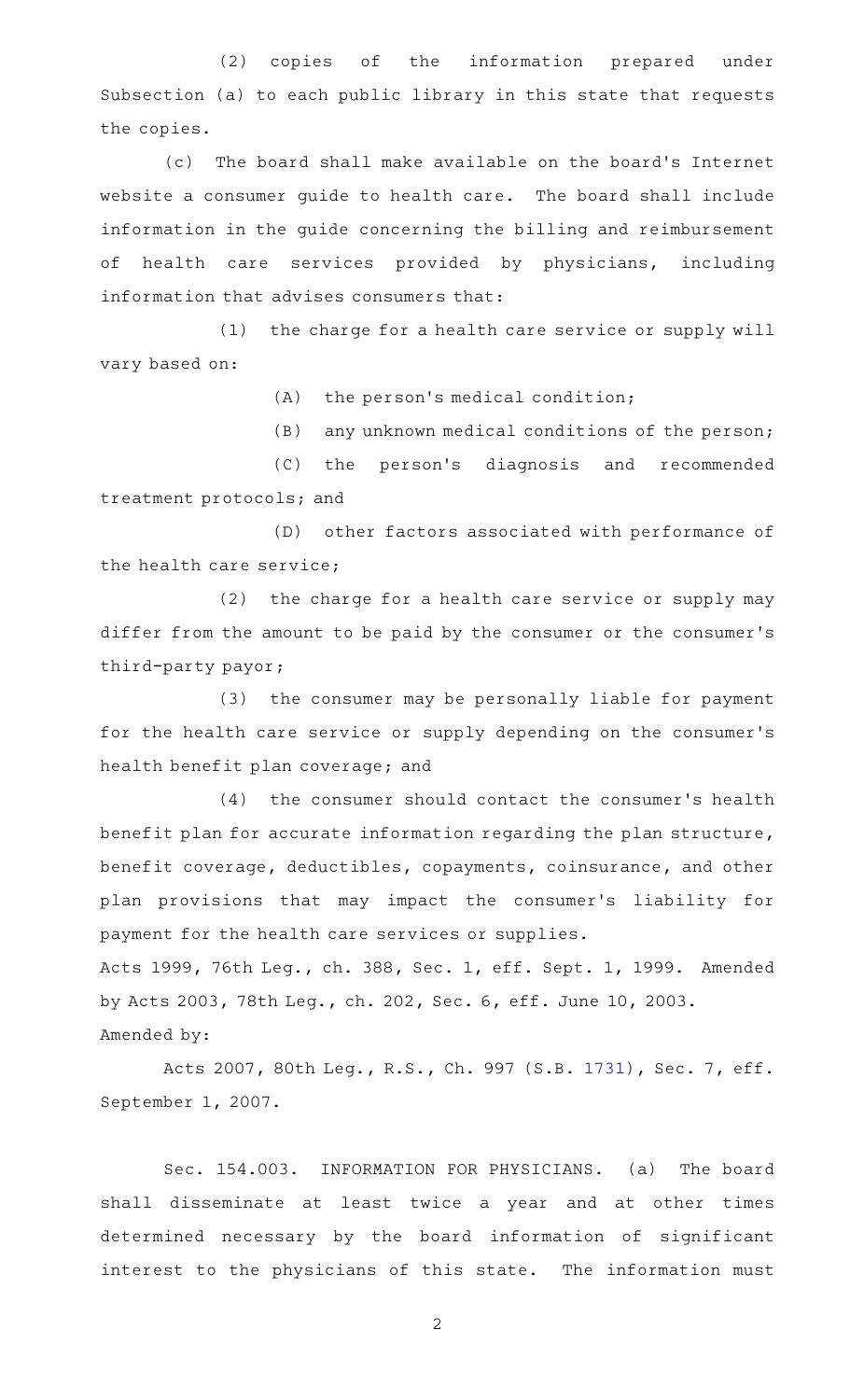(2) copies of the information prepared under Subsection (a) to each public library in this state that requests the copies.

(c) The board shall make available on the board's Internet website a consumer guide to health care. The board shall include information in the guide concerning the billing and reimbursement of health care services provided by physicians, including information that advises consumers that:

(1) the charge for a health care service or supply will vary based on:

(A) the person's medical condition;

(B) any unknown medical conditions of the person;

(C) the person's diagnosis and recommended treatment protocols; and

(D) other factors associated with performance of the health care service;

(2) the charge for a health care service or supply may differ from the amount to be paid by the consumer or the consumer's third-party payor;

(3) the consumer may be personally liable for payment for the health care service or supply depending on the consumer's health benefit plan coverage; and

(4) the consumer should contact the consumer's health benefit plan for accurate information regarding the plan structure, benefit coverage, deductibles, copayments, coinsurance, and other plan provisions that may impact the consumer's liability for payment for the health care services or supplies.

Acts 1999, 76th Leg., ch. 388, Sec. 1, eff. Sept. 1, 1999. Amended by Acts 2003, 78th Leg., ch. 202, Sec. 6, eff. June 10, 2003.

Amended by:

Acts 2007, 80th Leg., R.S., Ch. 997 (S.B. 1731), Sec. 7, eff. September 1, 2007.

Sec. 154.003. INFORMATION FOR PHYSICIANS. (a) The board shall disseminate at least twice a year and at other times determined necessary by the board information of significant interest to the physicians of this state. The information must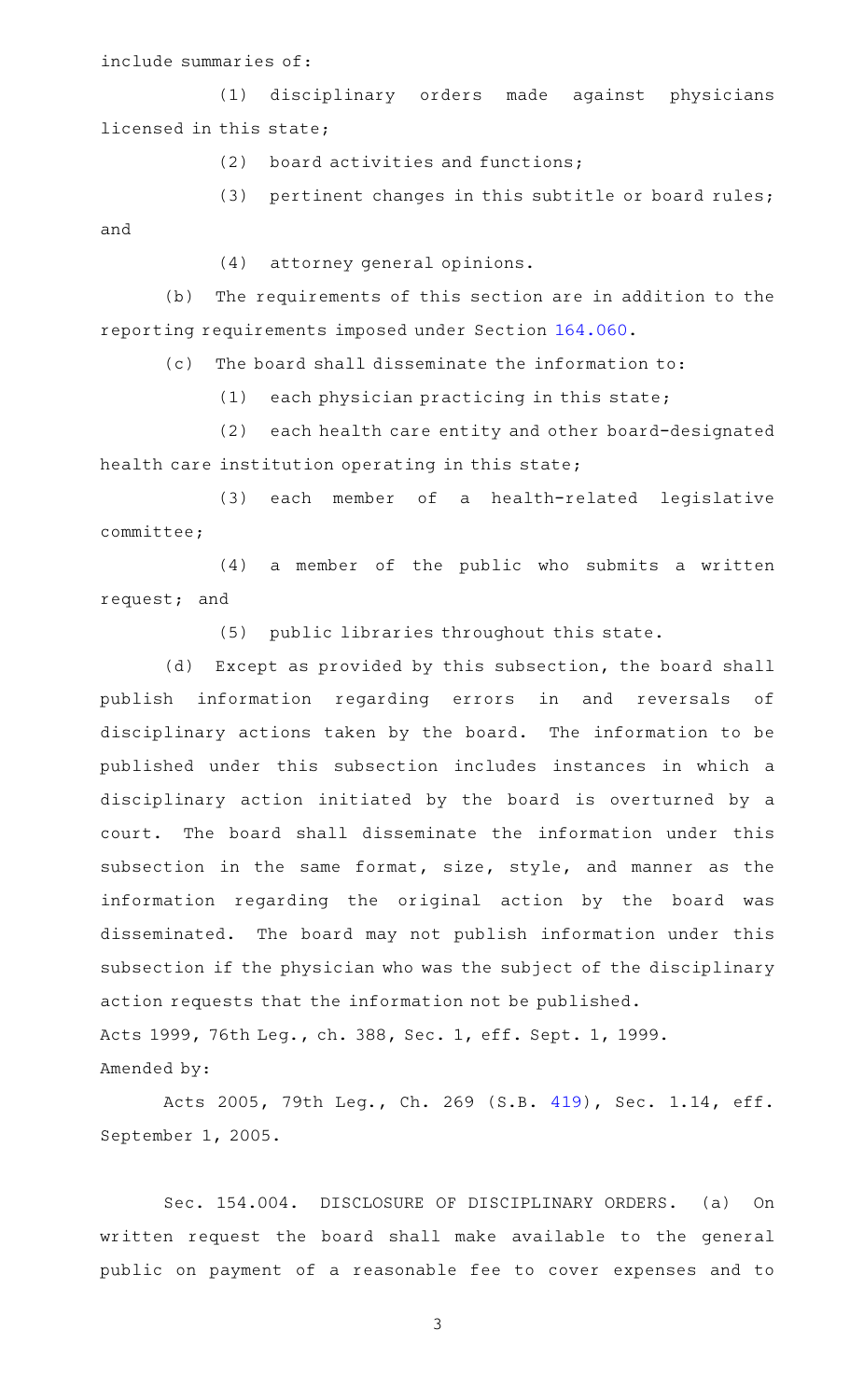include summaries of:

(1) disciplinary orders made against physicians licensed in this state;

(2) board activities and functions;

(3) pertinent changes in this subtitle or board rules; and

(4) attorney general opinions.

(b) The requirements of this section are in addition to the reporting requirements imposed under Section 164.060.

(c) The board shall disseminate the information to:

(1) each physician practicing in this state;

(2) each health care entity and other board-designated health care institution operating in this state;

(3) each member of a health-related legislative committee;

(4) a member of the public who submits a written request; and

(5) public libraries throughout this state.

(d) Except as provided by this subsection, the board shall publish information regarding errors in and reversals of disciplinary actions taken by the board. The information to be published under this subsection includes instances in which a disciplinary action initiated by the board is overturned by a court. The board shall disseminate the information under this subsection in the same format, size, style, and manner as the information regarding the original action by the board was disseminated. The board may not publish information under this subsection if the physician who was the subject of the disciplinary action requests that the information not be published.

Acts 1999, 76th Leg., ch. 388, Sec. 1, eff. Sept. 1, 1999.

Amended by:

Acts 2005, 79th Leg., Ch. 269 (S.B. 419), Sec. 1.14, eff. September 1, 2005.

Sec. 154.004. DISCLOSURE OF DISCIPLINARY ORDERS. (a) On written request the board shall make available to the general public on payment of a reasonable fee to cover expenses and to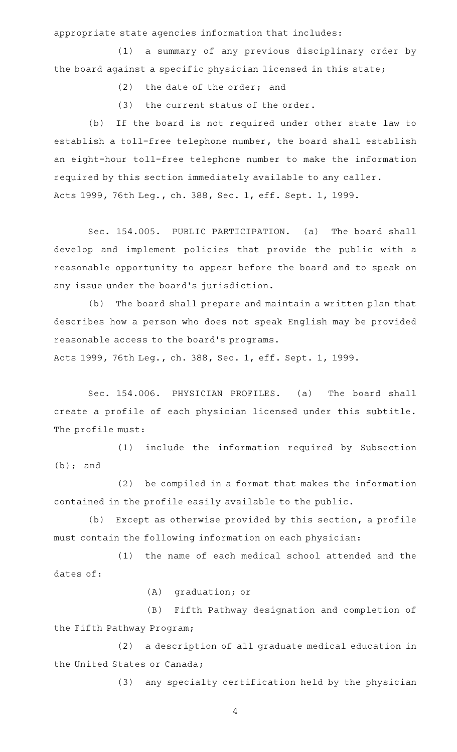appropriate state agencies information that includes:

(1) a summary of any previous disciplinary order by the board against a specific physician licensed in this state;

(2) the date of the order; and

(3) the current status of the order.

(b) If the board is not required under other state law to establish a toll-free telephone number, the board shall establish an eight-hour toll-free telephone number to make the information required by this section immediately available to any caller.

Acts 1999, 76th Leg., ch. 388, Sec. 1, eff. Sept. 1, 1999.

Sec. 154.005. PUBLIC PARTICIPATION. (a) The board shall develop and implement policies that provide the public with a reasonable opportunity to appear before the board and to speak on any issue under the board's jurisdiction.

(b) The board shall prepare and maintain a written plan that describes how a person who does not speak English may be provided reasonable access to the board's programs.

Acts 1999, 76th Leg., ch. 388, Sec. 1, eff. Sept. 1, 1999.

Sec. 154.006. PHYSICIAN PROFILES. (a) The board shall create a profile of each physician licensed under this subtitle. The profile must:

(1) include the information required by Subsection (b); and

(2) be compiled in a format that makes the information contained in the profile easily available to the public.

(b) Except as otherwise provided by this section, a profile must contain the following information on each physician:

(1) the name of each medical school attended and the dates of:

(A) graduation; or

(B) Fifth Pathway designation and completion of the Fifth Pathway Program;

(2) a description of all graduate medical education in the United States or Canada;

(3) any specialty certification held by the physician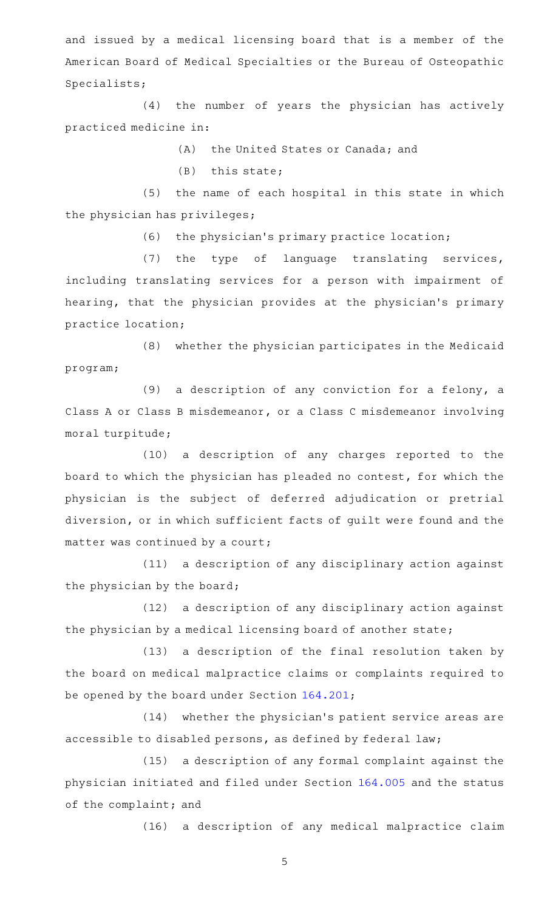and issued by a medical licensing board that is a member of the American Board of Medical Specialties or the Bureau of Osteopathic Specialists;

(4) the number of years the physician has actively practiced medicine in:

(A) the United States or Canada; and

(B) this state;

(5) the name of each hospital in this state in which the physician has privileges;

(6) the physician's primary practice location;

(7) the type of language translating services, including translating services for a person with impairment of hearing, that the physician provides at the physician's primary practice location;

(8) whether the physician participates in the Medicaid program;

(9) a description of any conviction for a felony, a Class A or Class B misdemeanor, or a Class C misdemeanor involving moral turpitude;

(10) a description of any charges reported to the board to which the physician has pleaded no contest, for which the physician is the subject of deferred adjudication or pretrial diversion, or in which sufficient facts of guilt were found and the matter was continued by a court;

(11) a description of any disciplinary action against the physician by the board;

(12) a description of any disciplinary action against the physician by a medical licensing board of another state;

(13) a description of the final resolution taken by the board on medical malpractice claims or complaints required to be opened by the board under Section 164.201;

(14) whether the physician's patient service areas are accessible to disabled persons, as defined by federal law;

(15) a description of any formal complaint against the physician initiated and filed under Section 164.005 and the status of the complaint; and

(16) a description of any medical malpractice claim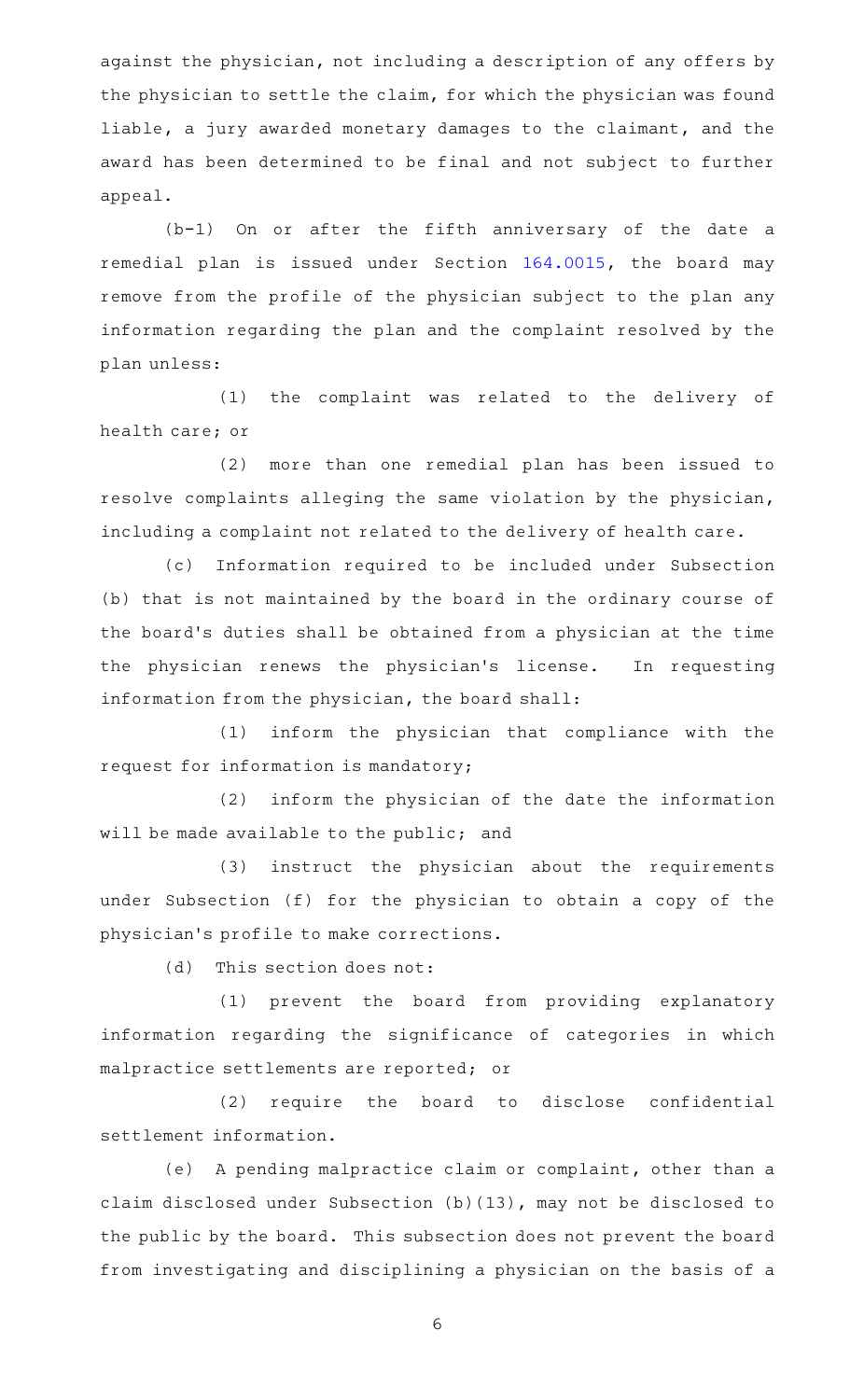against the physician, not including a description of any offers by the physician to settle the claim, for which the physician was found liable, a jury awarded monetary damages to the claimant, and the award has been determined to be final and not subject to further appeal.

(b-1) On or after the fifth anniversary of the date a remedial plan is issued under Section 164.0015, the board may remove from the profile of the physician subject to the plan any information regarding the plan and the complaint resolved by the plan unless:

(1) the complaint was related to the delivery of health care; or

(2) more than one remedial plan has been issued to resolve complaints alleging the same violation by the physician, including a complaint not related to the delivery of health care.

(c) Information required to be included under Subsection (b) that is not maintained by the board in the ordinary course of the board's duties shall be obtained from a physician at the time the physician renews the physician's license. In requesting information from the physician, the board shall:

(1) inform the physician that compliance with the request for information is mandatory;

(2) inform the physician of the date the information will be made available to the public; and

(3) instruct the physician about the requirements under Subsection (f) for the physician to obtain a copy of the physician's profile to make corrections.

(d) This section does not:

(1) prevent the board from providing explanatory information regarding the significance of categories in which malpractice settlements are reported; or

(2) require the board to disclose confidential settlement information.

(e) A pending malpractice claim or complaint, other than a claim disclosed under Subsection (b)(13), may not be disclosed to the public by the board. This subsection does not prevent the board from investigating and disciplining a physician on the basis of a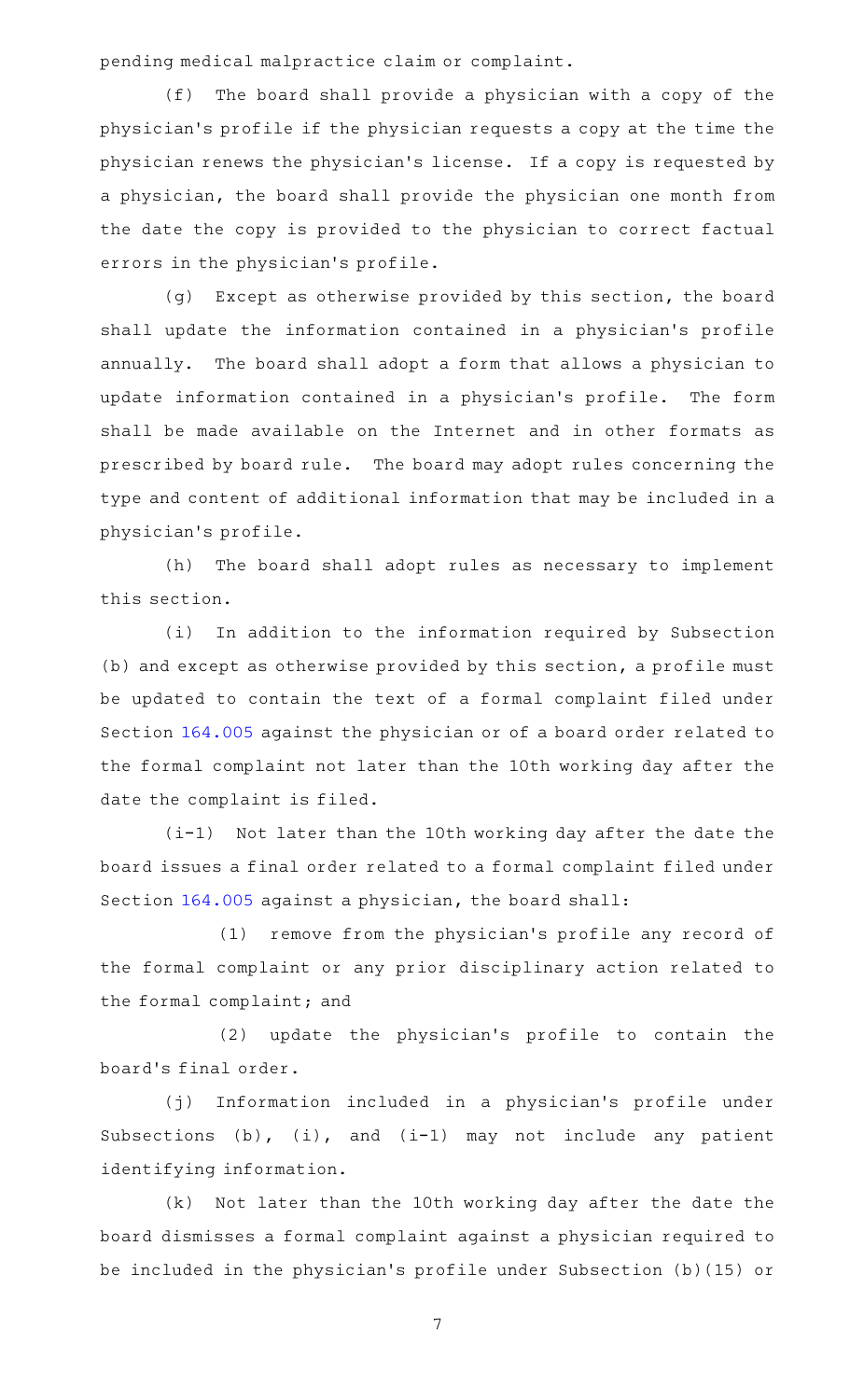pending medical malpractice claim or complaint.

(f) The board shall provide a physician with a copy of the physician's profile if the physician requests a copy at the time the physician renews the physician's license. If a copy is requested by a physician, the board shall provide the physician one month from the date the copy is provided to the physician to correct factual errors in the physician's profile.

(g) Except as otherwise provided by this section, the board shall update the information contained in a physician's profile annually. The board shall adopt a form that allows a physician to update information contained in a physician's profile. The form shall be made available on the Internet and in other formats as prescribed by board rule. The board may adopt rules concerning the type and content of additional information that may be included in a physician's profile.

(h) The board shall adopt rules as necessary to implement this section.

(i) In addition to the information required by Subsection (b) and except as otherwise provided by this section, a profile must be updated to contain the text of a formal complaint filed under Section 164.005 against the physician or of a board order related to the formal complaint not later than the 10th working day after the date the complaint is filed.

(i-1) Not later than the 10th working day after the date the board issues a final order related to a formal complaint filed under Section 164.005 against a physician, the board shall:

(1) remove from the physician's profile any record of the formal complaint or any prior disciplinary action related to the formal complaint; and

(2) update the physician's profile to contain the board's final order.

(j) Information included in a physician's profile under Subsections (b), (i), and (i-1) may not include any patient identifying information.

(k) Not later than the 10th working day after the date the board dismisses a formal complaint against a physician required to be included in the physician's profile under Subsection (b)(15) or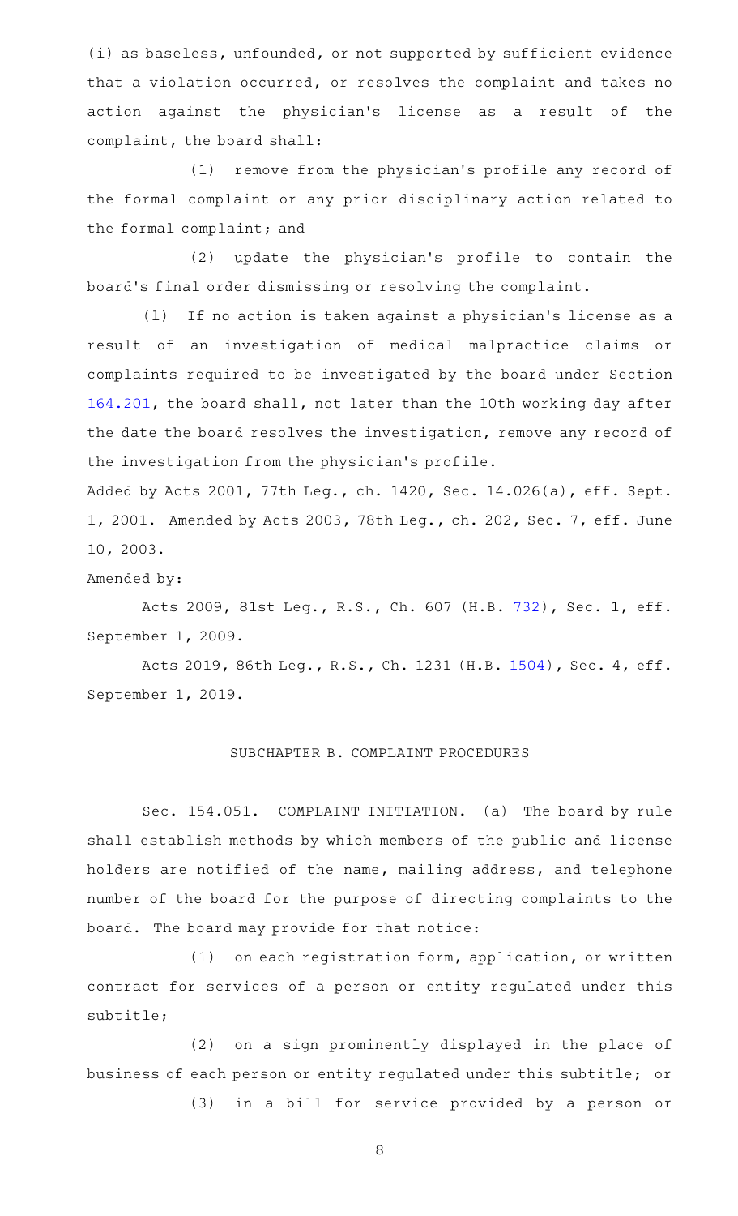(i) as baseless, unfounded, or not supported by sufficient evidence that a violation occurred, or resolves the complaint and takes no action against the physician's license as a result of the complaint, the board shall:

(1) remove from the physician's profile any record of the formal complaint or any prior disciplinary action related to the formal complaint; and

(2) update the physician's profile to contain the board's final order dismissing or resolving the complaint.

(l) If no action is taken against a physician's license as a result of an investigation of medical malpractice claims or complaints required to be investigated by the board under Section 164.201, the board shall, not later than the 10th working day after the date the board resolves the investigation, remove any record of the investigation from the physician's profile.

Added by Acts 2001, 77th Leg., ch. 1420, Sec. 14.026(a), eff. Sept. 1, 2001. Amended by Acts 2003, 78th Leg., ch. 202, Sec. 7, eff. June 10, 2003.

Amended by:

Acts 2009, 81st Leg., R.S., Ch. 607 (H.B. 732), Sec. 1, eff. September 1, 2009.

Acts 2019, 86th Leg., R.S., Ch. 1231 (H.B. 1504), Sec. 4, eff. September 1, 2019.

SUBCHAPTER B. COMPLAINT PROCEDURES

Sec. 154.051. COMPLAINT INITIATION. (a) The board by rule shall establish methods by which members of the public and license holders are notified of the name, mailing address, and telephone number of the board for the purpose of directing complaints to the board. The board may provide for that notice:

(1) on each registration form, application, or written contract for services of a person or entity regulated under this subtitle;

(2) on a sign prominently displayed in the place of business of each person or entity regulated under this subtitle; or

(3) in a bill for service provided by a person or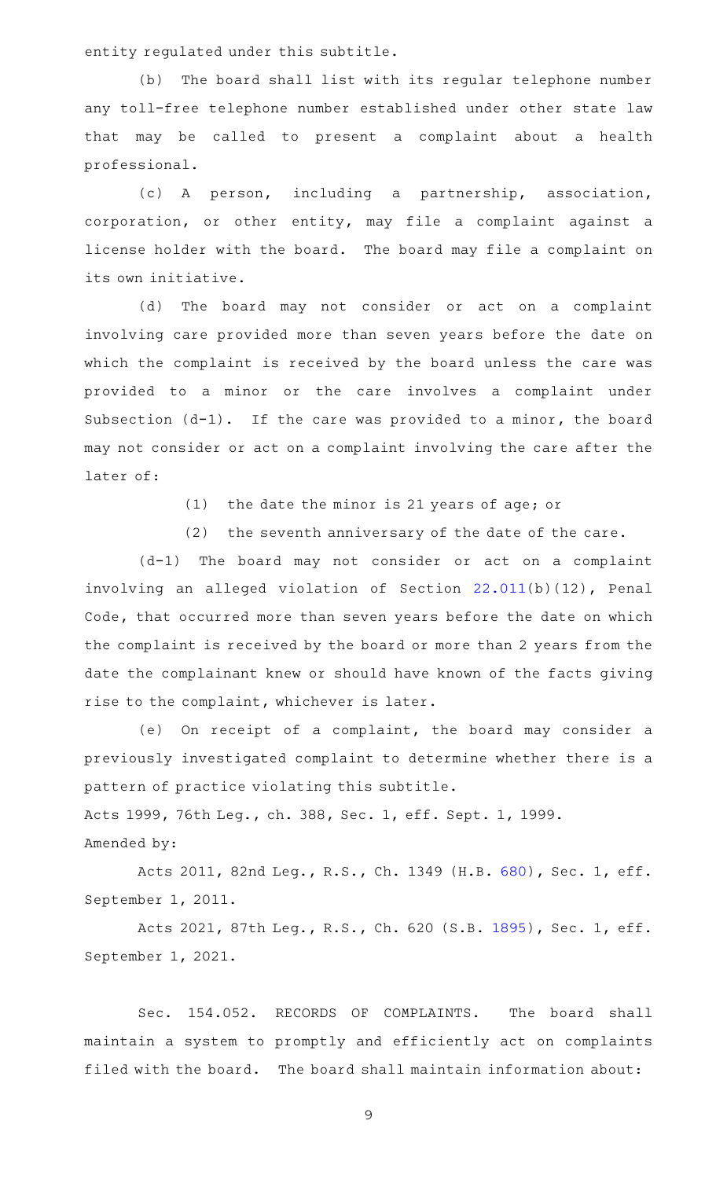entity regulated under this subtitle.

(b) The board shall list with its regular telephone number any toll-free telephone number established under other state law that may be called to present a complaint about a health professional.

(c) A person, including a partnership, association, corporation, or other entity, may file a complaint against a license holder with the board. The board may file a complaint on its own initiative.

(d) The board may not consider or act on a complaint involving care provided more than seven years before the date on which the complaint is received by the board unless the care was provided to a minor or the care involves a complaint under Subsection (d-1). If the care was provided to a minor, the board may not consider or act on a complaint involving the care after the later of:

(1) the date the minor is 21 years of age; or

(2) the seventh anniversary of the date of the care.

(d-1) The board may not consider or act on a complaint involving an alleged violation of Section 22.011(b)(12), Penal Code, that occurred more than seven years before the date on which the complaint is received by the board or more than 2 years from the date the complainant knew or should have known of the facts giving rise to the complaint, whichever is later.

(e) On receipt of a complaint, the board may consider a previously investigated complaint to determine whether there is a pattern of practice violating this subtitle.

Acts 1999, 76th Leg., ch. 388, Sec. 1, eff. Sept. 1, 1999.

Amended by:

Acts 2011, 82nd Leg., R.S., Ch. 1349 (H.B. 680), Sec. 1, eff. September 1, 2011.

Acts 2021, 87th Leg., R.S., Ch. 620 (S.B. 1895), Sec. 1, eff. September 1, 2021.

Sec. 154.052. RECORDS OF COMPLAINTS. The board shall maintain a system to promptly and efficiently act on complaints filed with the board. The board shall maintain information about: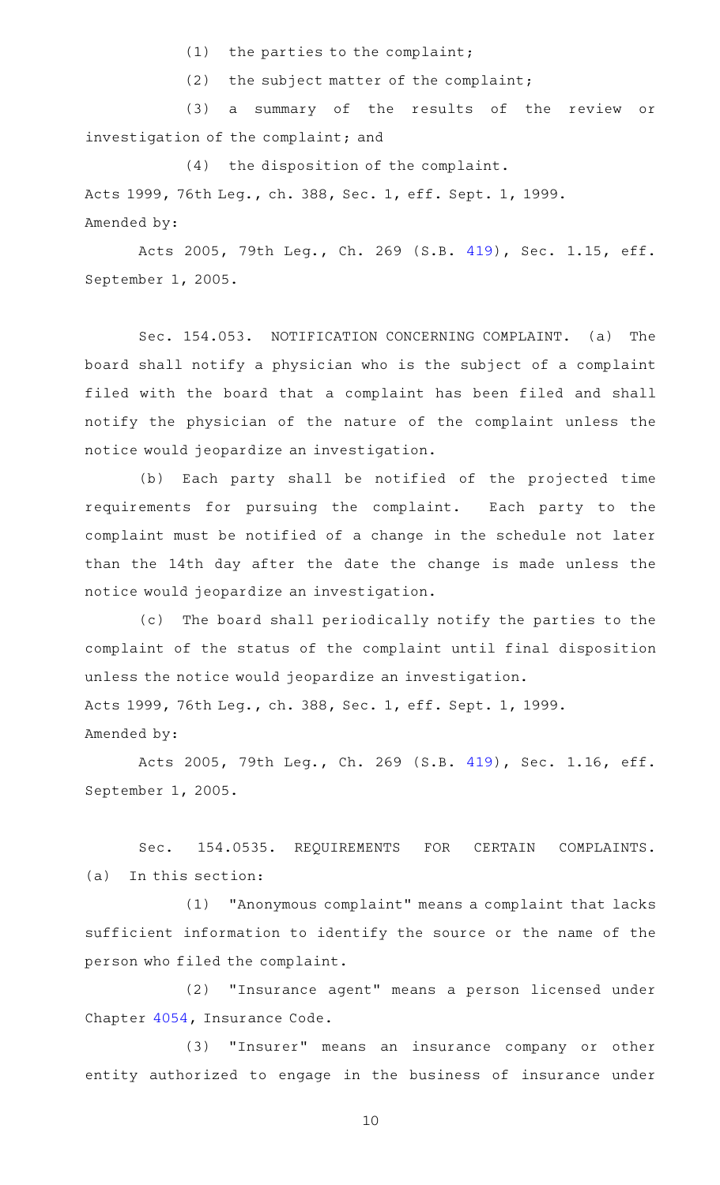(1) the parties to the complaint;

(2) the subject matter of the complaint;

(3) a summary of the results of the review or investigation of the complaint; and

(4) the disposition of the complaint.

Acts 1999, 76th Leg., ch. 388, Sec. 1, eff. Sept. 1, 1999.

Amended by:

Acts 2005, 79th Leg., Ch. 269 (S.B. 419), Sec. 1.15, eff. September 1, 2005.

Sec. 154.053. NOTIFICATION CONCERNING COMPLAINT. (a) The board shall notify a physician who is the subject of a complaint filed with the board that a complaint has been filed and shall notify the physician of the nature of the complaint unless the notice would jeopardize an investigation.

(b) Each party shall be notified of the projected time requirements for pursuing the complaint. Each party to the complaint must be notified of a change in the schedule not later than the 14th day after the date the change is made unless the notice would jeopardize an investigation.

(c) The board shall periodically notify the parties to the complaint of the status of the complaint until final disposition unless the notice would jeopardize an investigation.

Acts 1999, 76th Leg., ch. 388, Sec. 1, eff. Sept. 1, 1999.

Amended by:

Acts 2005, 79th Leg., Ch. 269 (S.B. 419), Sec. 1.16, eff. September 1, 2005.

Sec. 154.0535. REQUIREMENTS FOR CERTAIN COMPLAINTS. (a) In this section:

(1) "Anonymous complaint" means a complaint that lacks sufficient information to identify the source or the name of the person who filed the complaint.

(2) "Insurance agent" means a person licensed under Chapter 4054, Insurance Code.

(3) "Insurer" means an insurance company or other entity authorized to engage in the business of insurance under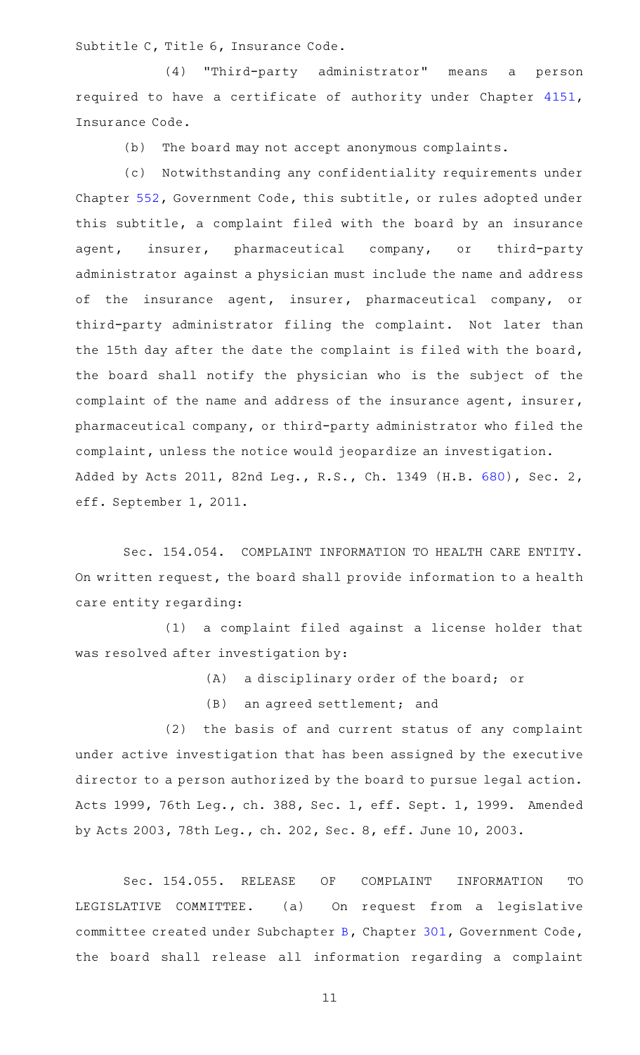Subtitle C, Title 6, Insurance Code.

(4) "Third-party administrator" means a person required to have a certificate of authority under Chapter 4151, Insurance Code.

(b) The board may not accept anonymous complaints.

(c) Notwithstanding any confidentiality requirements under Chapter 552, Government Code, this subtitle, or rules adopted under this subtitle, a complaint filed with the board by an insurance agent, insurer, pharmaceutical company, or third-party administrator against a physician must include the name and address of the insurance agent, insurer, pharmaceutical company, or third-party administrator filing the complaint. Not later than the 15th day after the date the complaint is filed with the board, the board shall notify the physician who is the subject of the complaint of the name and address of the insurance agent, insurer, pharmaceutical company, or third-party administrator who filed the complaint, unless the notice would jeopardize an investigation.

Added by Acts 2011, 82nd Leg., R.S., Ch. 1349 (H.B. 680), Sec. 2, eff. September 1, 2011.

Sec. 154.054. COMPLAINT INFORMATION TO HEALTH CARE ENTITY. On written request, the board shall provide information to a health care entity regarding:

(1) a complaint filed against a license holder that was resolved after investigation by:

(A) a disciplinary order of the board; or

(B) an agreed settlement; and

(2) the basis of and current status of any complaint under active investigation that has been assigned by the executive director to a person authorized by the board to pursue legal action.

Acts 1999, 76th Leg., ch. 388, Sec. 1, eff. Sept. 1, 1999. Amended by Acts 2003, 78th Leg., ch. 202, Sec. 8, eff. June 10, 2003.

Sec. 154.055. RELEASE OF COMPLAINT INFORMATION TO LEGISLATIVE COMMITTEE. (a) On request from a legislative committee created under Subchapter B, Chapter 301, Government Code, the board shall release all information regarding a complaint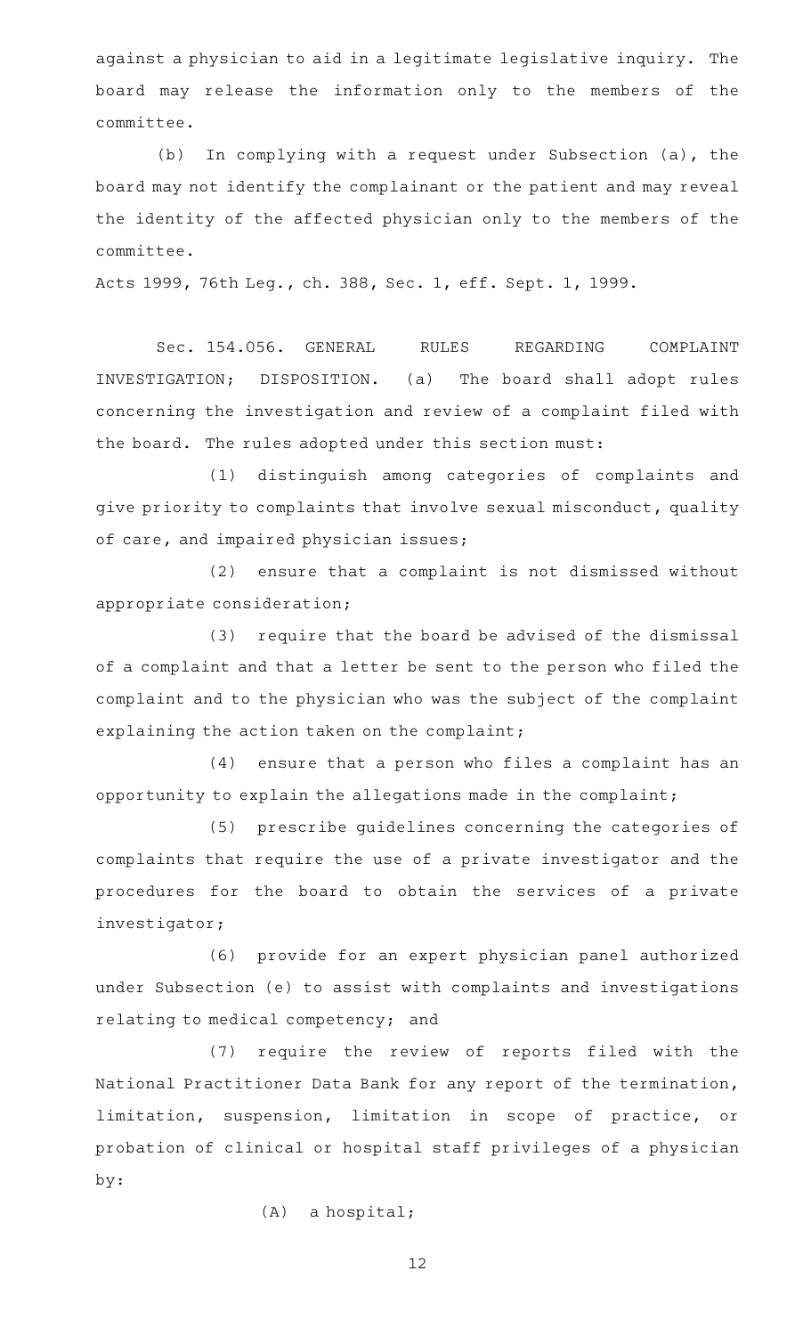against a physician to aid in a legitimate legislative inquiry. The board may release the information only to the members of the committee.

(b) In complying with a request under Subsection (a), the board may not identify the complainant or the patient and may reveal the identity of the affected physician only to the members of the committee.

Acts 1999, 76th Leg., ch. 388, Sec. 1, eff. Sept. 1, 1999.

Sec. 154.056. GENERAL RULES REGARDING COMPLAINT INVESTIGATION; DISPOSITION. (a) The board shall adopt rules concerning the investigation and review of a complaint filed with the board. The rules adopted under this section must:

(1) distinguish among categories of complaints and give priority to complaints that involve sexual misconduct, quality of care, and impaired physician issues;

(2) ensure that a complaint is not dismissed without appropriate consideration;

(3) require that the board be advised of the dismissal of a complaint and that a letter be sent to the person who filed the complaint and to the physician who was the subject of the complaint explaining the action taken on the complaint;

(4) ensure that a person who files a complaint has an opportunity to explain the allegations made in the complaint;

(5) prescribe guidelines concerning the categories of complaints that require the use of a private investigator and the procedures for the board to obtain the services of a private investigator;

(6) provide for an expert physician panel authorized under Subsection (e) to assist with complaints and investigations relating to medical competency; and

(7) require the review of reports filed with the National Practitioner Data Bank for any report of the termination, limitation, suspension, limitation in scope of practice, or probation of clinical or hospital staff privileges of a physician by:

(A) a hospital;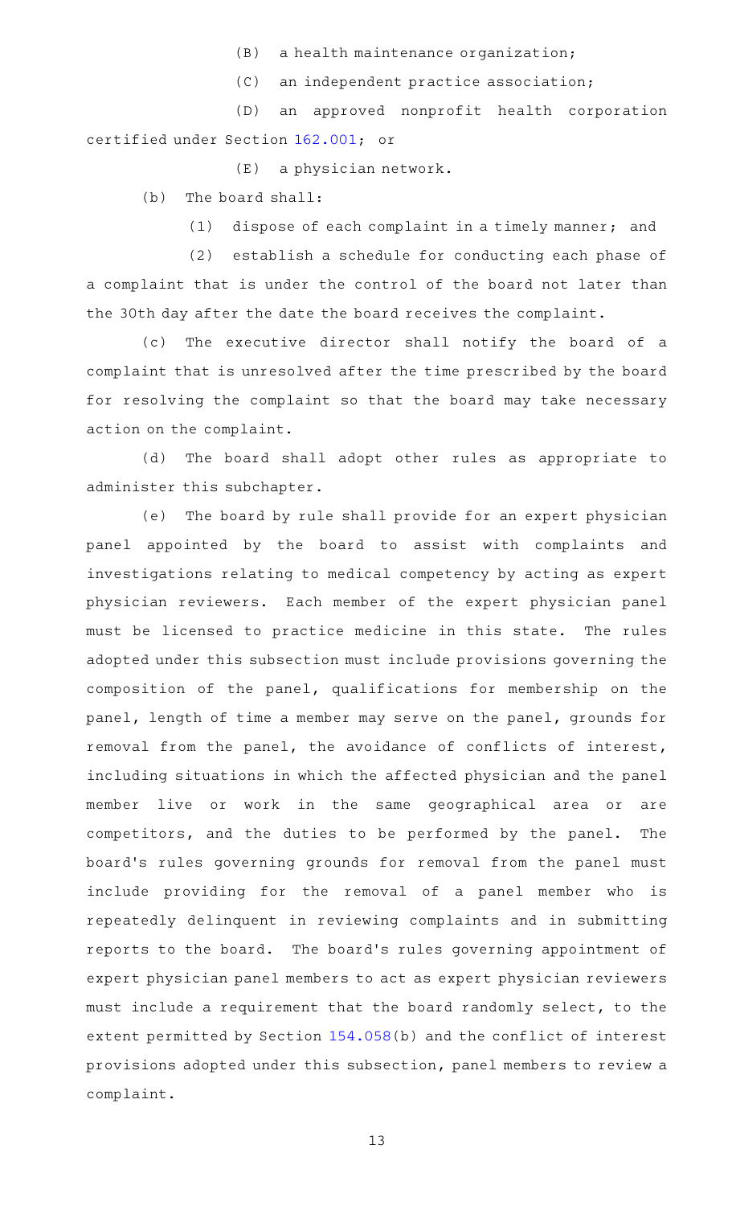(B) a health maintenance organization;

(C) an independent practice association;

(D) an approved nonprofit health corporation certified under Section 162.001; or

(E) a physician network.

(b) The board shall:

(1) dispose of each complaint in a timely manner; and

(2) establish a schedule for conducting each phase of a complaint that is under the control of the board not later than the 30th day after the date the board receives the complaint.

(c) The executive director shall notify the board of a complaint that is unresolved after the time prescribed by the board for resolving the complaint so that the board may take necessary action on the complaint.

(d) The board shall adopt other rules as appropriate to administer this subchapter.

(e) The board by rule shall provide for an expert physician panel appointed by the board to assist with complaints and investigations relating to medical competency by acting as expert physician reviewers. Each member of the expert physician panel must be licensed to practice medicine in this state. The rules adopted under this subsection must include provisions governing the composition of the panel, qualifications for membership on the panel, length of time a member may serve on the panel, grounds for removal from the panel, the avoidance of conflicts of interest, including situations in which the affected physician and the panel member live or work in the same geographical area or are competitors, and the duties to be performed by the panel. The board's rules governing grounds for removal from the panel must include providing for the removal of a panel member who is repeatedly delinquent in reviewing complaints and in submitting reports to the board. The board's rules governing appointment of expert physician panel members to act as expert physician reviewers must include a requirement that the board randomly select, to the extent permitted by Section 154.058(b) and the conflict of interest provisions adopted under this subsection, panel members to review a complaint.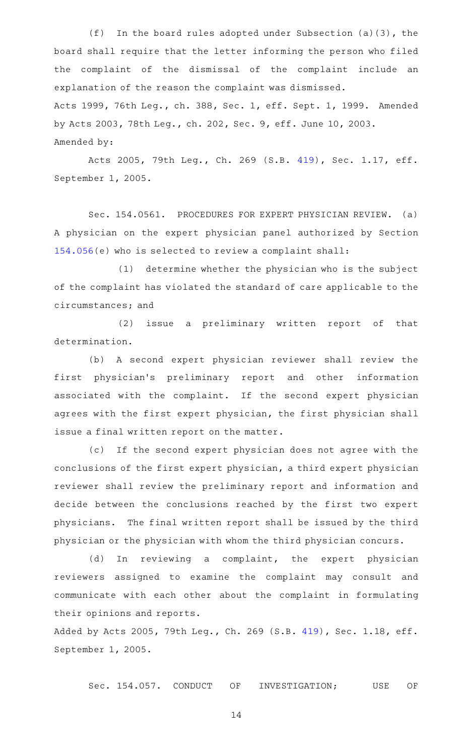(f) In the board rules adopted under Subsection (a)(3), the board shall require that the letter informing the person who filed the complaint of the dismissal of the complaint include an explanation of the reason the complaint was dismissed.

Acts 1999, 76th Leg., ch. 388, Sec. 1, eff. Sept. 1, 1999. Amended by Acts 2003, 78th Leg., ch. 202, Sec. 9, eff. June 10, 2003.

Amended by:

Acts 2005, 79th Leg., Ch. 269 (S.B. 419), Sec. 1.17, eff. September 1, 2005.

Sec. 154.0561. PROCEDURES FOR EXPERT PHYSICIAN REVIEW. (a) A physician on the expert physician panel authorized by Section 154.056(e) who is selected to review a complaint shall:

(1) determine whether the physician who is the subject of the complaint has violated the standard of care applicable to the circumstances; and

(2) issue a preliminary written report of that determination.

(b) A second expert physician reviewer shall review the first physician's preliminary report and other information associated with the complaint. If the second expert physician agrees with the first expert physician, the first physician shall issue a final written report on the matter.

(c) If the second expert physician does not agree with the conclusions of the first expert physician, a third expert physician reviewer shall review the preliminary report and information and decide between the conclusions reached by the first two expert physicians. The final written report shall be issued by the third physician or the physician with whom the third physician concurs.

(d) In reviewing a complaint, the expert physician reviewers assigned to examine the complaint may consult and communicate with each other about the complaint in formulating their opinions and reports.

Added by Acts 2005, 79th Leg., Ch. 269 (S.B. 419), Sec. 1.18, eff. September 1, 2005.

Sec. 154.057. CONDUCT OF INVESTIGATION; USE OF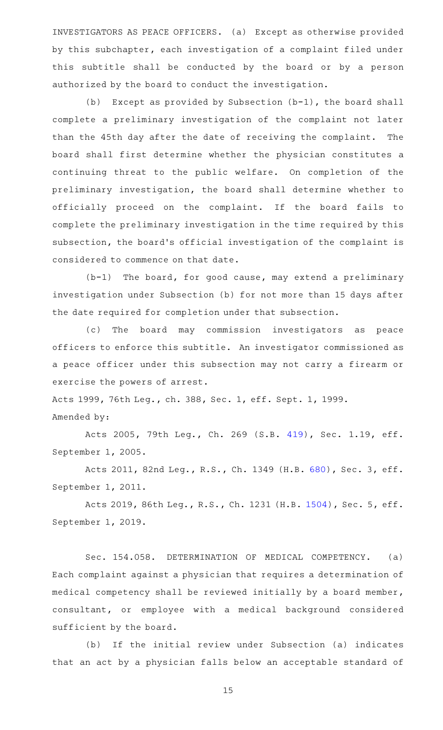INVESTIGATORS AS PEACE OFFICERS. (a) Except as otherwise provided by this subchapter, each investigation of a complaint filed under this subtitle shall be conducted by the board or by a person authorized by the board to conduct the investigation.

(b) Except as provided by Subsection (b-1), the board shall complete a preliminary investigation of the complaint not later than the 45th day after the date of receiving the complaint. The board shall first determine whether the physician constitutes a continuing threat to the public welfare. On completion of the preliminary investigation, the board shall determine whether to officially proceed on the complaint. If the board fails to complete the preliminary investigation in the time required by this subsection, the board's official investigation of the complaint is considered to commence on that date.

(b-1) The board, for good cause, may extend a preliminary investigation under Subsection (b) for not more than 15 days after the date required for completion under that subsection.

(c) The board may commission investigators as peace officers to enforce this subtitle. An investigator commissioned as a peace officer under this subsection may not carry a firearm or exercise the powers of arrest.

Acts 1999, 76th Leg., ch. 388, Sec. 1, eff. Sept. 1, 1999.

Amended by:

Acts 2005, 79th Leg., Ch. 269 (S.B. 419), Sec. 1.19, eff. September 1, 2005.

Acts 2011, 82nd Leg., R.S., Ch. 1349 (H.B. 680), Sec. 3, eff. September 1, 2011.

Acts 2019, 86th Leg., R.S., Ch. 1231 (H.B. 1504), Sec. 5, eff. September 1, 2019.

Sec. 154.058. DETERMINATION OF MEDICAL COMPETENCY. (a) Each complaint against a physician that requires a determination of medical competency shall be reviewed initially by a board member, consultant, or employee with a medical background considered sufficient by the board.

(b) If the initial review under Subsection (a) indicates that an act by a physician falls below an acceptable standard of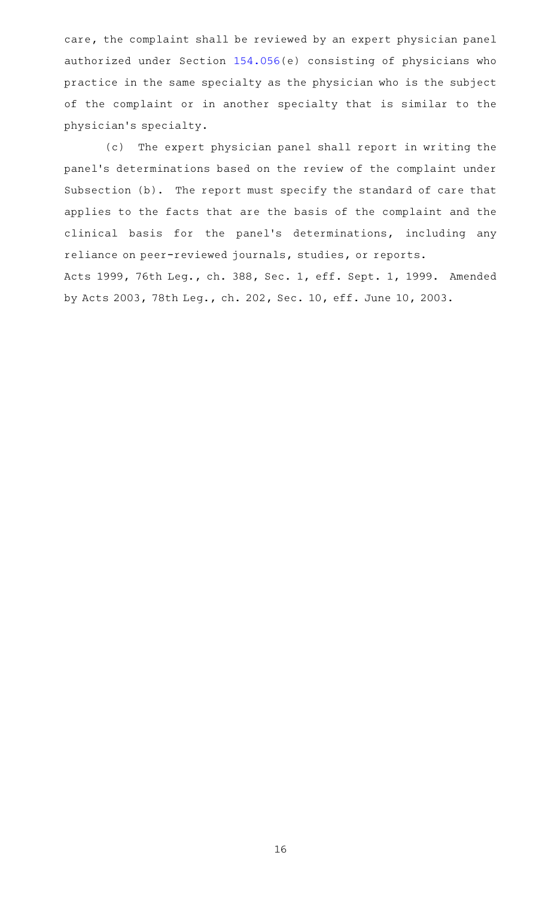care, the complaint shall be reviewed by an expert physician panel authorized under Section 154.056(e) consisting of physicians who practice in the same specialty as the physician who is the subject of the complaint or in another specialty that is similar to the physician's specialty.

(c) The expert physician panel shall report in writing the panel's determinations based on the review of the complaint under Subsection (b). The report must specify the standard of care that applies to the facts that are the basis of the complaint and the clinical basis for the panel's determinations, including any reliance on peer-reviewed journals, studies, or reports.

Acts 1999, 76th Leg., ch. 388, Sec. 1, eff. Sept. 1, 1999. Amended by Acts 2003, 78th Leg., ch. 202, Sec. 10, eff. June 10, 2003.